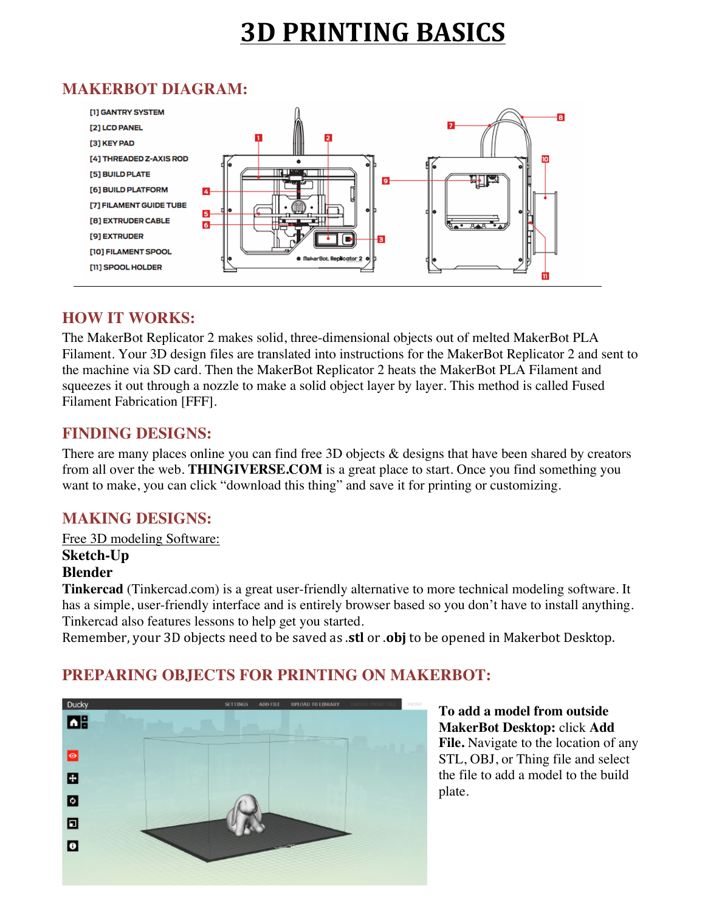# 3D PRINTING BASICS

## MAKERBOT DIAGRAM:

[1] GANTRY SYSTEM
[2] LCD PANEL
[3] KEY PAD
[4] THREADED Z-AXIS ROD
[5] BUILD PLATE
[6] BUILD PLATFORM
[7] FILAMENT GUIDE TUBE
[8] EXTRUDER CABLE
[9] EXTRUDER
[10] FILAMENT SPOOL
[11] SPOOL HOLDER

## HOW IT WORKS:

The MakerBot Replicator 2 makes solid, three-dimensional objects out of melted MakerBot PLA Filament. Your 3D design files are translated into instructions for the MakerBot Replicator 2 and sent to the machine via SD card. Then the MakerBot Replicator 2 heats the MakerBot PLA Filament and squeezes it out through a nozzle to make a solid object layer by layer. This method is called Fused Filament Fabrication [FFF].

## FINDING DESIGNS:

There are many places online you can find free 3D objects & designs that have been shared by creators from all over the web. **THINGIVERSE.COM** is a great place to start. Once you find something you want to make, you can click "download this thing" and save it for printing or customizing.

## MAKING DESIGNS:

Free 3D modeling Software:
**Sketch-Up**
**Blender**
**Tinkercad** (Tinkercad.com) is a great user-friendly alternative to more technical modeling software. It has a simple, user-friendly interface and is entirely browser based so you don't have to install anything. Tinkercad also features lessons to help get you started.
Remember, your 3D objects need to be saved as **.stl** or **.obj** to be opened in Makerbot Desktop.

## PREPARING OBJECTS FOR PRINTING ON MAKERBOT:

**To add a model from outside MakerBot Desktop:** click **Add File.** Navigate to the location of any STL, OBJ, or Thing file and select the file to add a model to the build plate.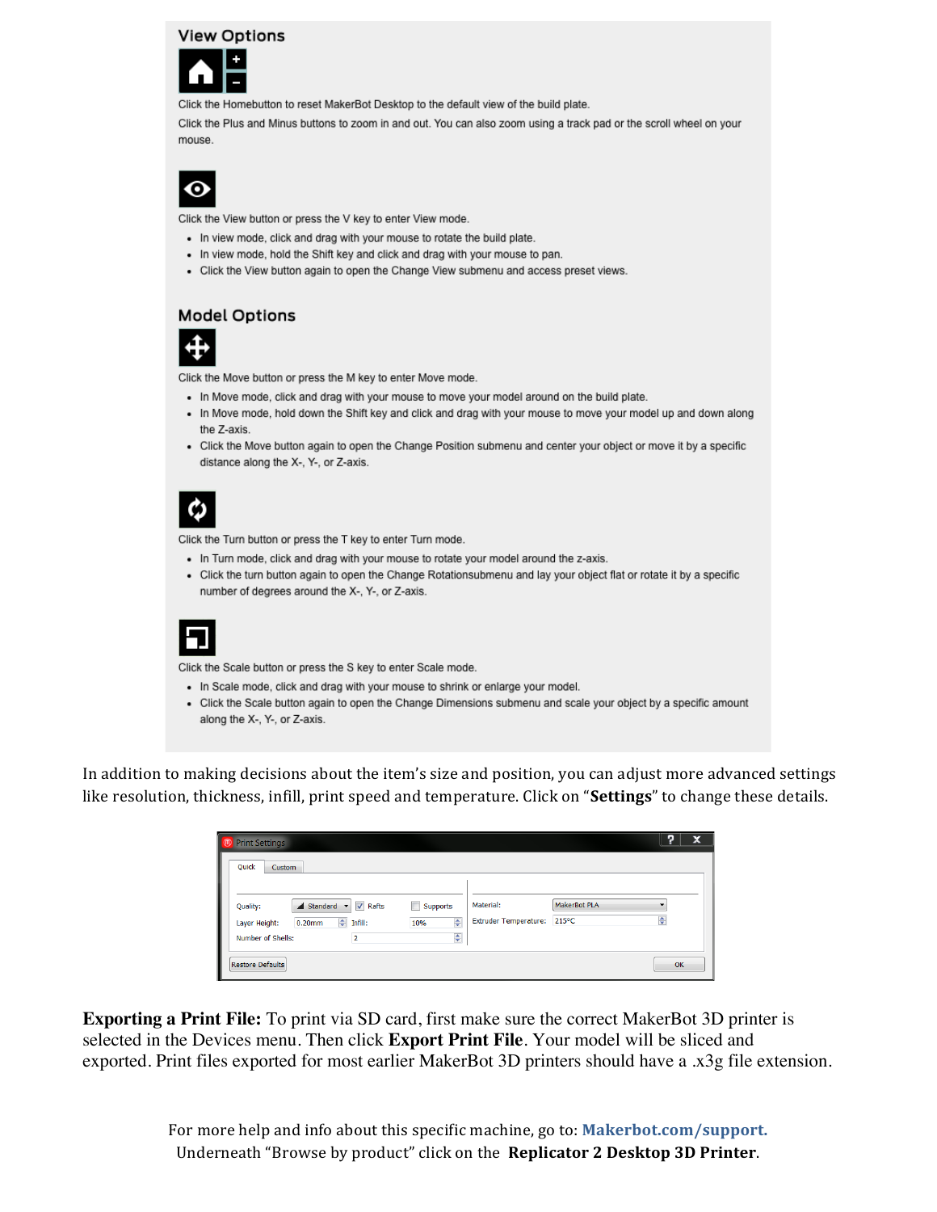## View Options

Click the Homebutton to reset MakerBot Desktop to the default view of the build plate.

Click the Plus and Minus buttons to zoom in and out. You can also zoom using a track pad or the scroll wheel on your mouse.

Click the View button or press the V key to enter View mode.

- In view mode, click and drag with your mouse to rotate the build plate.
- In view mode, hold the Shift key and click and drag with your mouse to pan.
- Click the View button again to open the Change View submenu and access preset views.

## Model Options

Click the Move button or press the M key to enter Move mode.

- In Move mode, click and drag with your mouse to move your model around on the build plate.
- In Move mode, hold down the Shift key and click and drag with your mouse to move your model up and down along the Z-axis.
- Click the Move button again to open the Change Position submenu and center your object or move it by a specific distance along the X-, Y-, or Z-axis.

Click the Turn button or press the T key to enter Turn mode.

- In Turn mode, click and drag with your mouse to rotate your model around the z-axis.
- Click the turn button again to open the Change Rotationsubmenu and lay your object flat or rotate it by a specific number of degrees around the X-, Y-, or Z-axis.

Click the Scale button or press the S key to enter Scale mode.

- In Scale mode, click and drag with your mouse to shrink or enlarge your model.
- Click the Scale button again to open the Change Dimensions submenu and scale your object by a specific amount along the X-, Y-, or Z-axis.

In addition to making decisions about the item's size and position, you can adjust more advanced settings like resolution, thickness, infill, print speed and temperature. Click on "**Settings**" to change these details.

Print Settings

Quick | Custom

Quality: Standard | Rafts | Supports | Material: MakerBot PLA

Layer Height: 0.20mm | Infill: 10% | Extruder Temperature: 215°C

Number of Shells: 2

Restore Defaults | OK

**Exporting a Print File:** To print via SD card, first make sure the correct MakerBot 3D printer is selected in the Devices menu. Then click **Export Print File**. Your model will be sliced and exported. Print files exported for most earlier MakerBot 3D printers should have a .x3g file extension.

For more help and info about this specific machine, go to: **Makerbot.com/support.** Underneath "Browse by product" click on the **Replicator 2 Desktop 3D Printer**.